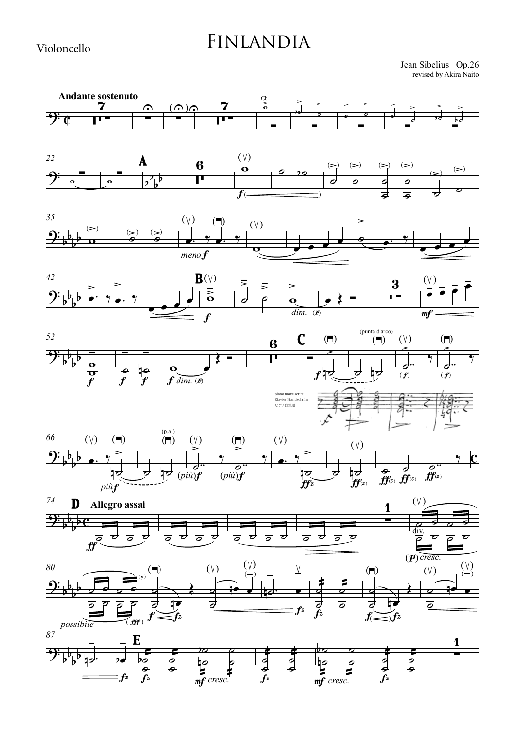Violoncello

# Finlandia

Jean Sibelius Op.26
revised by Akira Naito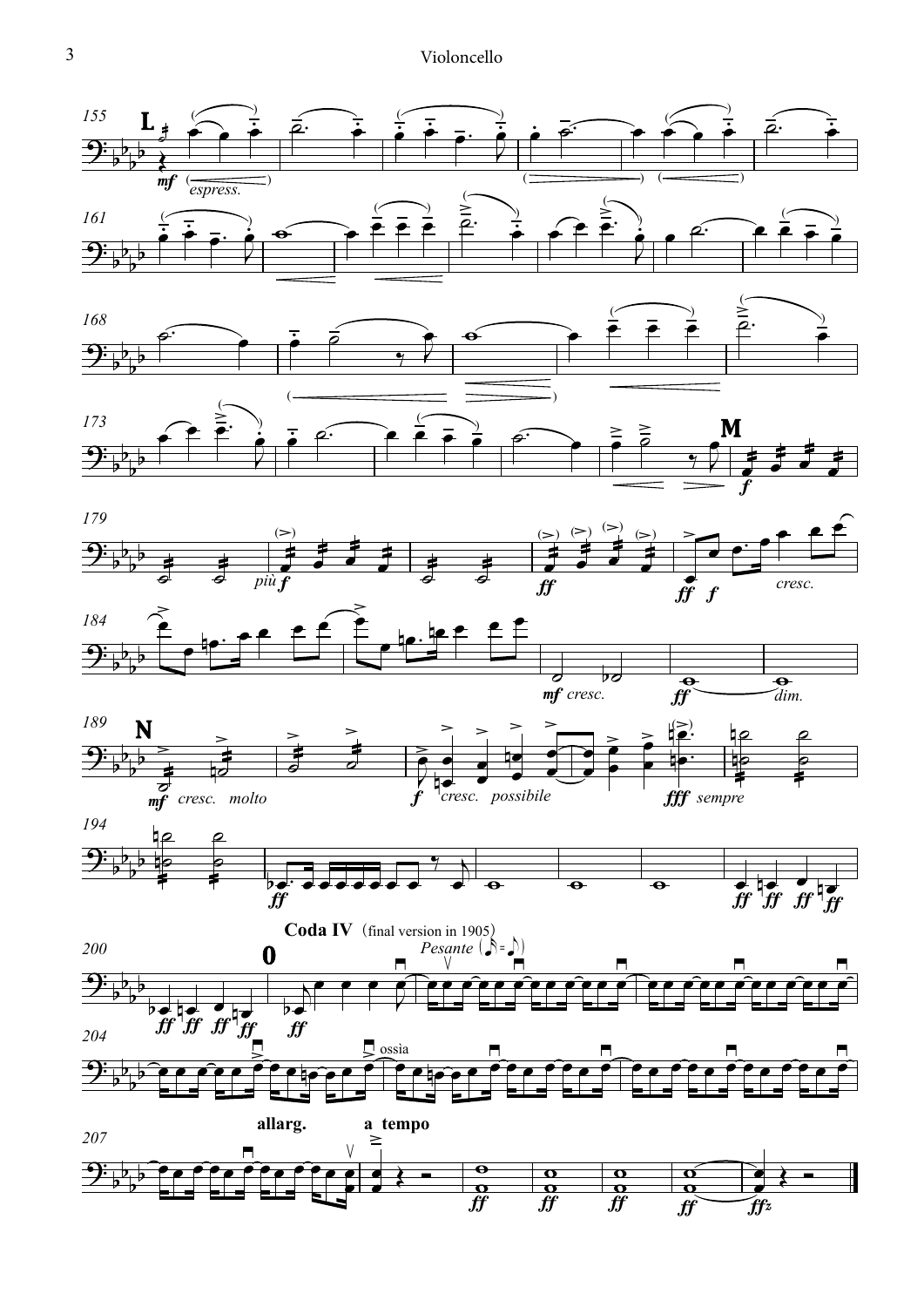**Coda IV** (final version in 1905)

*Pesante*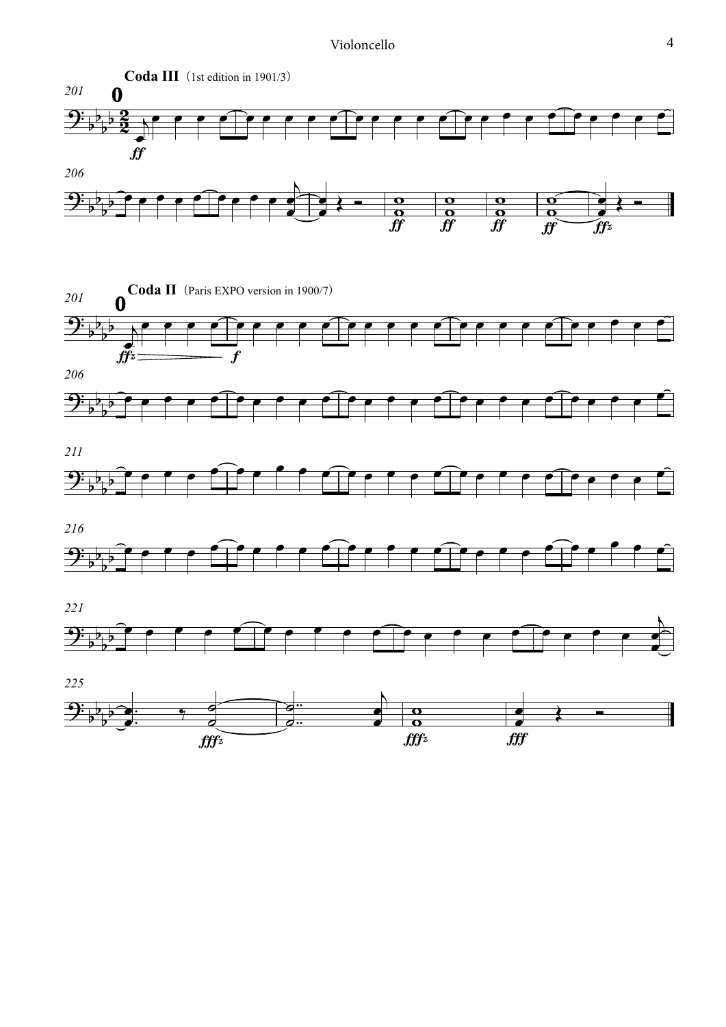**Coda III** (1st edition in 1901/3)

**Coda II** (Paris EXPO version in 1900/7)